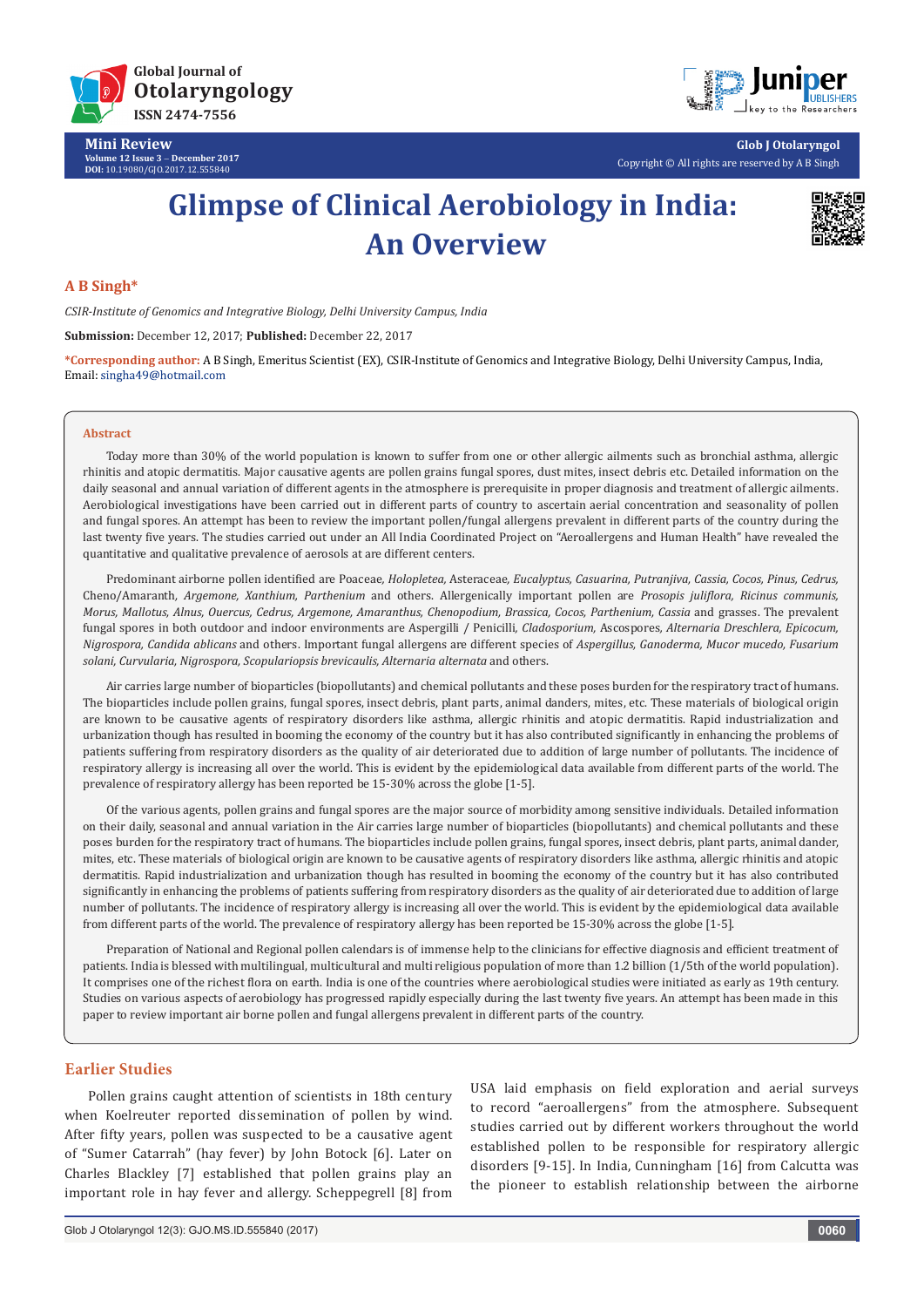Mini Review

# Glimpse of Clinical Aerobiology in India: An Overview

**A B Singh***

*CSIR-Institute of Genomics and Integrative Biology, Delhi University Campus, India*

**Submission:** December 12, 2017; **Published:** December 22, 2017

***Corresponding author:** A B Singh, Emeritus Scientist (EX), CSIR-Institute of Genomics and Integrative Biology, Delhi University Campus, India, Email: singha49@hotmail.com

## Abstract

Today more than 30% of the world population is known to suffer from one or other allergic ailments such as bronchial asthma, allergic rhinitis and atopic dermatitis. Major causative agents are pollen grains fungal spores, dust mites, insect debris etc. Detailed information on the daily seasonal and annual variation of different agents in the atmosphere is prerequisite in proper diagnosis and treatment of allergic ailments. Aerobiological investigations have been carried out in different parts of country to ascertain aerial concentration and seasonality of pollen and fungal spores. An attempt has been to review the important pollen/fungal allergens prevalent in different parts of the country during the last twenty five years. The studies carried out under an All India Coordinated Project on "Aeroallergens and Human Health" have revealed the quantitative and qualitative prevalence of aerosols at are different centers.

Predominant airborne pollen identified are Poaceae, *Holopletea*, Asteraceae, *Eucalyptus, Casuarina, Putranjiva, Cassia, Cocos, Pinus, Cedrus,* Cheno/Amaranth, *Argemone, Xanthium, Parthenium* and others. Allergenically important pollen are *Prosopis juliflora, Ricinus communis, Morus, Mallotus, Alnus, Ouercus, Cedrus, Argemone, Amaranthus, Chenopodium, Brassica, Cocos, Parthenium, Cassia* and grasses. The prevalent fungal spores in both outdoor and indoor environments are Aspergilli / Penicilli, *Cladosporium*, Ascospores, *Alternaria Dreschlera, Epicocum, Nigrospora, Candida ablicans* and others. Important fungal allergens are different species of *Aspergillus, Ganoderma, Mucor mucedo, Fusarium solani, Curvularia, Nigrospora, Scopulariopsis brevicaulis, Alternaria alternata* and others.

Air carries large number of bioparticles (biopollutants) and chemical pollutants and these poses burden for the respiratory tract of humans. The bioparticles include pollen grains, fungal spores, insect debris, plant parts, animal danders, mites, etc. These materials of biological origin are known to be causative agents of respiratory disorders like asthma, allergic rhinitis and atopic dermatitis. Rapid industrialization and urbanization though has resulted in booming the economy of the country but it has also contributed significantly in enhancing the problems of patients suffering from respiratory disorders as the quality of air deteriorated due to addition of large number of pollutants. The incidence of respiratory allergy is increasing all over the world. This is evident by the epidemiological data available from different parts of the world. The prevalence of respiratory allergy has been reported be 15-30% across the globe [1-5].

Of the various agents, pollen grains and fungal spores are the major source of morbidity among sensitive individuals. Detailed information on their daily, seasonal and annual variation in the Air carries large number of bioparticles (biopollutants) and chemical pollutants and these poses burden for the respiratory tract of humans. The bioparticles include pollen grains, fungal spores, insect debris, plant parts, animal dander, mites, etc. These materials of biological origin are known to be causative agents of respiratory disorders like asthma, allergic rhinitis and atopic dermatitis. Rapid industrialization and urbanization though has resulted in booming the economy of the country but it has also contributed significantly in enhancing the problems of patients suffering from respiratory disorders as the quality of air deteriorated due to addition of large number of pollutants. The incidence of respiratory allergy is increasing all over the world. This is evident by the epidemiological data available from different parts of the world. The prevalence of respiratory allergy has been reported be 15-30% across the globe [1-5].

Preparation of National and Regional pollen calendars is of immense help to the clinicians for effective diagnosis and efficient treatment of patients. India is blessed with multilingual, multicultural and multi religious population of more than 1.2 billion (1/5th of the world population). It comprises one of the richest flora on earth. India is one of the countries where aerobiological studies were initiated as early as 19th century. Studies on various aspects of aerobiology has progressed rapidly especially during the last twenty five years. An attempt has been made in this paper to review important air borne pollen and fungal allergens prevalent in different parts of the country.

## Earlier Studies

Pollen grains caught attention of scientists in 18th century when Koelreuter reported dissemination of pollen by wind. After fifty years, pollen was suspected to be a causative agent of "Sumer Catarrah" (hay fever) by John Botock [6]. Later on Charles Blackley [7] established that pollen grains play an important role in hay fever and allergy. Scheppegrell [8] from USA laid emphasis on field exploration and aerial surveys to record "aeroallergens" from the atmosphere. Subsequent studies carried out by different workers throughout the world established pollen to be responsible for respiratory allergic disorders [9-15]. In India, Cunningham [16] from Calcutta was the pioneer to establish relationship between the airborne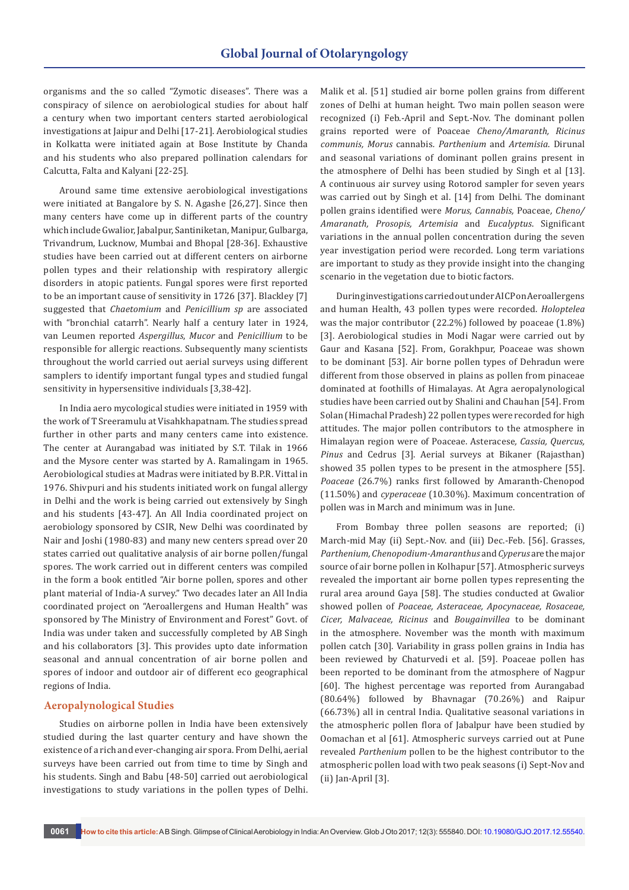organisms and the so called "Zymotic diseases". There was a conspiracy of silence on aerobiological studies for about half a century when two important centers started aerobiological investigations at Jaipur and Delhi [17-21]. Aerobiological studies in Kolkatta were initiated again at Bose Institute by Chanda and his students who also prepared pollination calendars for Calcutta, Falta and Kalyani [22-25].

Around same time extensive aerobiological investigations were initiated at Bangalore by S. N. Agashe [26,27]. Since then many centers have come up in different parts of the country which include Gwalior, Jabalpur, Santiniketan, Manipur, Gulbarga, Trivandrum, Lucknow, Mumbai and Bhopal [28-36]. Exhaustive studies have been carried out at different centers on airborne pollen types and their relationship with respiratory allergic disorders in atopic patients. Fungal spores were first reported to be an important cause of sensitivity in 1726 [37]. Blackley [7] suggested that *Chaetomium* and *Penicillium sp* are associated with "bronchial catarrh". Nearly half a century later in 1924, van Leumen reported *Aspergillus*, *Mucor* and *Penicillium* to be responsible for allergic reactions. Subsequently many scientists throughout the world carried out aerial surveys using different samplers to identify important fungal types and studied fungal sensitivity in hypersensitive individuals [3,38-42].

In India aero mycological studies were initiated in 1959 with the work of T Sreeramulu at Visahkhapatnam. The studies spread further in other parts and many centers came into existence. The center at Aurangabad was initiated by S.T. Tilak in 1966 and the Mysore center was started by A. Ramalingam in 1965. Aerobiological studies at Madras were initiated by B.P.R. Vittal in 1976. Shivpuri and his students initiated work on fungal allergy in Delhi and the work is being carried out extensively by Singh and his students [43-47]. An All India coordinated project on aerobiology sponsored by CSIR, New Delhi was coordinated by Nair and Joshi (1980-83) and many new centers spread over 20 states carried out qualitative analysis of air borne pollen/fungal spores. The work carried out in different centers was compiled in the form a book entitled "Air borne pollen, spores and other plant material of India-A survey." Two decades later an All India coordinated project on "Aeroallergens and Human Health" was sponsored by The Ministry of Environment and Forest" Govt. of India was under taken and successfully completed by AB Singh and his collaborators [3]. This provides upto date information seasonal and annual concentration of air borne pollen and spores of indoor and outdoor air of different eco geographical regions of India.

## Aeropalynological Studies

Studies on airborne pollen in India have been extensively studied during the last quarter century and have shown the existence of a rich and ever-changing air spora. From Delhi, aerial surveys have been carried out from time to time by Singh and his students. Singh and Babu [48-50] carried out aerobiological investigations to study variations in the pollen types of Delhi. Malik et al. [51] studied air borne pollen grains from different zones of Delhi at human height. Two main pollen season were recognized (i) Feb.-April and Sept.-Nov. The dominant pollen grains reported were of Poaceae *Cheno/Amaranth, Ricinus communis, Morus* cannabis. *Parthenium* and *Artemisia*. Dirunal and seasonal variations of dominant pollen grains present in the atmosphere of Delhi has been studied by Singh et al [13]. A continuous air survey using Rotorod sampler for seven years was carried out by Singh et al. [14] from Delhi. The dominant pollen grains identified were *Morus, Cannabis,* Poaceae, *Cheno/Amaranath, Prosopis, Artemisia* and *Eucalyptus*. Significant variations in the annual pollen concentration during the seven year investigation period were recorded. Long term variations are important to study as they provide insight into the changing scenario in the vegetation due to biotic factors.

During investigations carried out under AICP on Aeroallergens and human Health, 43 pollen types were recorded. *Holoptelea* was the major contributor (22.2%) followed by poaceae (1.8%) [3]. Aerobiological studies in Modi Nagar were carried out by Gaur and Kasana [52]. From, Gorakhpur, Poaceae was shown to be dominant [53]. Air borne pollen types of Dehradun were different from those observed in plains as pollen from pinaceae dominated at foothills of Himalayas. At Agra aeropalynological studies have been carried out by Shalini and Chauhan [54]. From Solan (Himachal Pradesh) 22 pollen types were recorded for high attitudes. The major pollen contributors to the atmosphere in Himalayan region were of Poaceae. Asteracese, *Cassia, Quercus, Pinus* and Cedrus [3]. Aerial surveys at Bikaner (Rajasthan) showed 35 pollen types to be present in the atmosphere [55]. *Poaceae* (26.7%) ranks first followed by Amaranth-Chenopod (11.50%) and *cyperaceae* (10.30%). Maximum concentration of pollen was in March and minimum was in June.

From Bombay three pollen seasons are reported; (i) March-mid May (ii) Sept.-Nov. and (iii) Dec.-Feb. [56]. Grasses, *Parthenium, Chenopodium-Amaranthus* and *Cyperus* are the major source of air borne pollen in Kolhapur [57]. Atmospheric surveys revealed the important air borne pollen types representing the rural area around Gaya [58]. The studies conducted at Gwalior showed pollen of *Poaceae, Asteraceae, Apocynaceae, Rosaceae, Cicer, Malvaceae, Ricinus* and *Bougainvillea* to be dominant in the atmosphere. November was the month with maximum pollen catch [30]. Variability in grass pollen grains in India has been reviewed by Chaturvedi et al. [59]. Poaceae pollen has been reported to be dominant from the atmosphere of Nagpur [60]. The highest percentage was reported from Aurangabad (80.64%) followed by Bhavnagar (70.26%) and Raipur (66.73%) all in central India. Qualitative seasonal variations in the atmospheric pollen flora of Jabalpur have been studied by Oomachan et al [61]. Atmospheric surveys carried out at Pune revealed *Parthenium* pollen to be the highest contributor to the atmospheric pollen load with two peak seasons (i) Sept-Nov and (ii) Jan-April [3].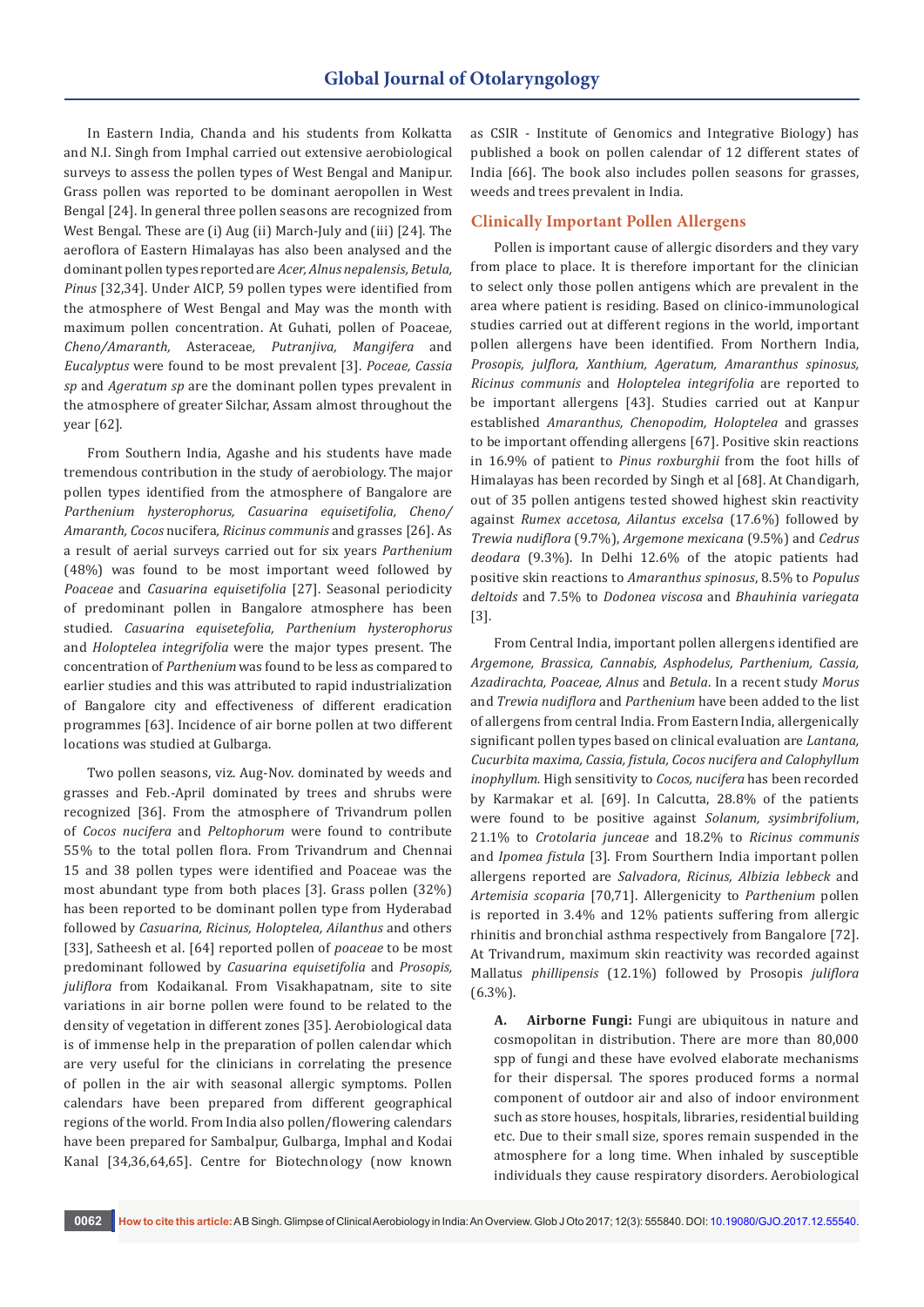In Eastern India, Chanda and his students from Kolkatta and N.I. Singh from Imphal carried out extensive aerobiological surveys to assess the pollen types of West Bengal and Manipur. Grass pollen was reported to be dominant aeropollen in West Bengal [24]. In general three pollen seasons are recognized from West Bengal. These are (i) Aug (ii) March-July and (iii) [24]. The aeroflora of Eastern Himalayas has also been analysed and the dominant pollen types reported are *Acer, Alnus nepalensis, Betula, Pinus* [32,34]. Under AICP, 59 pollen types were identified from the atmosphere of West Bengal and May was the month with maximum pollen concentration. At Guhati, pollen of Poaceae, *Cheno/Amaranth,* Asteraceae, *Putranjiva, Mangifera* and *Eucalyptus* were found to be most prevalent [3]. *Poceae, Cassia sp* and *Ageratum sp* are the dominant pollen types prevalent in the atmosphere of greater Silchar, Assam almost throughout the year [62].

From Southern India, Agashe and his students have made tremendous contribution in the study of aerobiology. The major pollen types identified from the atmosphere of Bangalore are *Parthenium hysterophorus, Casuarina equisetifolia, Cheno/Amaranth, Cocos* nucifera, *Ricinus communis* and grasses [26]. As a result of aerial surveys carried out for six years *Parthenium* (48%) was found to be most important weed followed by *Poaceae* and *Casuarina equisetifolia* [27]. Seasonal periodicity of predominant pollen in Bangalore atmosphere has been studied. *Casuarina equisetefolia, Parthenium hysterophorus* and *Holoptelea integrifolia* were the major types present. The concentration of *Parthenium* was found to be less as compared to earlier studies and this was attributed to rapid industrialization of Bangalore city and effectiveness of different eradication programmes [63]. Incidence of air borne pollen at two different locations was studied at Gulbarga.

Two pollen seasons, viz. Aug-Nov. dominated by weeds and grasses and Feb.-April dominated by trees and shrubs were recognized [36]. From the atmosphere of Trivandrum pollen of *Cocos nucifera* and *Peltophorum* were found to contribute 55% to the total pollen flora. From Trivandrum and Chennai 15 and 38 pollen types were identified and Poaceae was the most abundant type from both places [3]. Grass pollen (32%) has been reported to be dominant pollen type from Hyderabad followed by *Casuarina, Ricinus, Holoptelea, Ailanthus* and others [33], Satheesh et al. [64] reported pollen of *poaceae* to be most predominant followed by *Casuarina equisetifolia* and *Prosopis, juliflora* from Kodaikanal. From Visakhapatnam, site to site variations in air borne pollen were found to be related to the density of vegetation in different zones [35]. Aerobiological data is of immense help in the preparation of pollen calendar which are very useful for the clinicians in correlating the presence of pollen in the air with seasonal allergic symptoms. Pollen calendars have been prepared from different geographical regions of the world. From India also pollen/flowering calendars have been prepared for Sambalpur, Gulbarga, Imphal and Kodai Kanal [34,36,64,65]. Centre for Biotechnology (now known as CSIR - Institute of Genomics and Integrative Biology) has published a book on pollen calendar of 12 different states of India [66]. The book also includes pollen seasons for grasses, weeds and trees prevalent in India.

## Clinically Important Pollen Allergens

Pollen is important cause of allergic disorders and they vary from place to place. It is therefore important for the clinician to select only those pollen antigens which are prevalent in the area where patient is residing. Based on clinico-immunological studies carried out at different regions in the world, important pollen allergens have been identified. From Northern India, *Prosopis, julflora, Xanthium, Ageratum, Amaranthus spinosus, Ricinus communis* and *Holoptelea integrifolia* are reported to be important allergens [43]. Studies carried out at Kanpur established *Amaranthus, Chenopodim, Holoptelea* and grasses to be important offending allergens [67]. Positive skin reactions in 16.9% of patient to *Pinus roxburghii* from the foot hills of Himalayas has been recorded by Singh et al [68]. At Chandigarh, out of 35 pollen antigens tested showed highest skin reactivity against *Rumex accetosa, Ailantus excelsa* (17.6%) followed by *Trewia nudiflora* (9.7%), *Argemone mexicana* (9.5%) and *Cedrus deodara* (9.3%). In Delhi 12.6% of the atopic patients had positive skin reactions to *Amaranthus spinosus*, 8.5% to *Populus deltoids* and 7.5% to *Dodonea viscosa* and *Bhauhinia variegata* [3].

From Central India, important pollen allergens identified are *Argemone, Brassica, Cannabis, Asphodelus, Parthenium, Cassia, Azadirachta, Poaceae, Alnus* and *Betula*. In a recent study *Morus* and *Trewia nudiflora* and *Parthenium* have been added to the list of allergens from central India. From Eastern India, allergenically significant pollen types based on clinical evaluation are *Lantana, Cucurbita maxima, Cassia, fistula, Cocos nucifera and Calophyllum inophyllum.* High sensitivity to *Cocos, nucifera* has been recorded by Karmakar et al. [69]. In Calcutta, 28.8% of the patients were found to be positive against *Solanum, sysimbrifolium*, 21.1% to *Crotolaria junceae* and 18.2% to *Ricinus communis* and *Ipomea fistula* [3]. From Sourthern India important pollen allergens reported are *Salvadora*, *Ricinus, Albizia lebbeck* and *Artemisia scoparia* [70,71]. Allergenicity to *Parthenium* pollen is reported in 3.4% and 12% patients suffering from allergic rhinitis and bronchial asthma respectively from Bangalore [72]. At Trivandrum, maximum skin reactivity was recorded against Mallatus *phillipensis* (12.1%) followed by Prosopis *juliflora* (6.3%).

**A. Airborne Fungi:** Fungi are ubiquitous in nature and cosmopolitan in distribution. There are more than 80,000 spp of fungi and these have evolved elaborate mechanisms for their dispersal. The spores produced forms a normal component of outdoor air and also of indoor environment such as store houses, hospitals, libraries, residential building etc. Due to their small size, spores remain suspended in the atmosphere for a long time. When inhaled by susceptible individuals they cause respiratory disorders. Aerobiological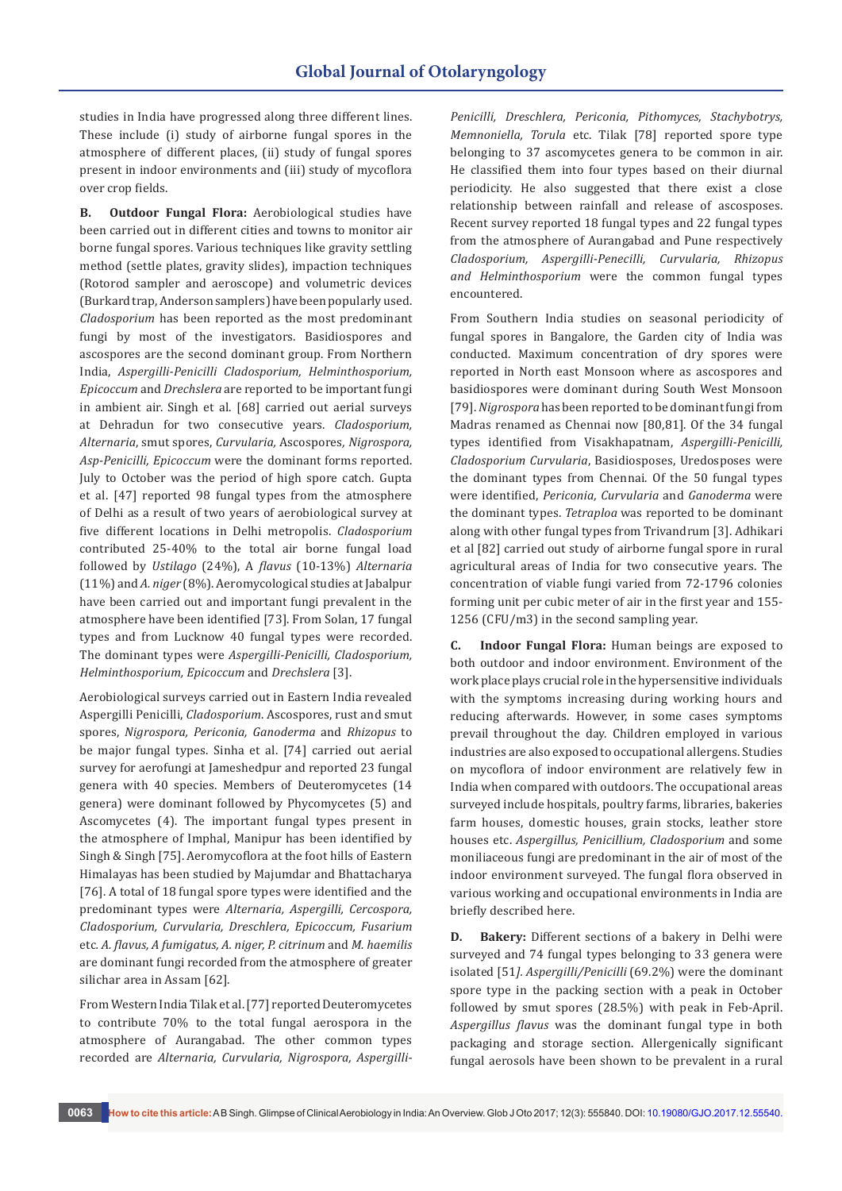studies in India have progressed along three different lines. These include (i) study of airborne fungal spores in the atmosphere of different places, (ii) study of fungal spores present in indoor environments and (iii) study of mycoflora over crop fields.

**B. Outdoor Fungal Flora:** Aerobiological studies have been carried out in different cities and towns to monitor air borne fungal spores. Various techniques like gravity settling method (settle plates, gravity slides), impaction techniques (Rotorod sampler and aeroscope) and volumetric devices (Burkard trap, Anderson samplers) have been popularly used. *Cladosporium* has been reported as the most predominant fungi by most of the investigators. Basidiospores and ascospores are the second dominant group. From Northern India, *Aspergilli-Penicilli Cladosporium, Helminthosporium, Epicoccum* and *Drechslera* are reported to be important fungi in ambient air. Singh et al. [68] carried out aerial surveys at Dehradun for two consecutive years. *Cladosporium, Alternaria*, smut spores, *Curvularia*, Ascospores*, Nigrospora, Asp-Penicilli, Epicoccum* were the dominant forms reported. July to October was the period of high spore catch. Gupta et al. [47] reported 98 fungal types from the atmosphere of Delhi as a result of two years of aerobiological survey at five different locations in Delhi metropolis. *Cladosporium* contributed 25-40% to the total air borne fungal load followed by *Ustilago* (24%), A *flavus* (10-13%) *Alternaria* (11%) and *A. niger* (8%). Aeromycological studies at Jabalpur have been carried out and important fungi prevalent in the atmosphere have been identified [73]. From Solan, 17 fungal types and from Lucknow 40 fungal types were recorded. The dominant types were *Aspergilli-Penicilli, Cladosporium, Helminthosporium, Epicoccum* and *Drechslera* [3].

Aerobiological surveys carried out in Eastern India revealed Aspergilli Penicilli, *Cladosporium*. Ascospores, rust and smut spores, *Nigrospora, Periconia, Ganoderma* and *Rhizopus* to be major fungal types. Sinha et al. [74] carried out aerial survey for aerofungi at Jameshedpur and reported 23 fungal genera with 40 species. Members of Deuteromycetes (14 genera) were dominant followed by Phycomycetes (5) and Ascomycetes (4). The important fungal types present in the atmosphere of Imphal, Manipur has been identified by Singh & Singh [75]. Aeromycoflora at the foot hills of Eastern Himalayas has been studied by Majumdar and Bhattacharya [76]. A total of 18 fungal spore types were identified and the predominant types were *Alternaria, Aspergilli, Cercospora, Cladosporium, Curvularia, Dreschlera, Epicoccum, Fusarium* etc. *A. flavus, A fumigatus, A. niger, P. citrinum* and *M. haemilis* are dominant fungi recorded from the atmosphere of greater silichar area in Assam [62].

From Western India Tilak et al. [77] reported Deuteromycetes to contribute 70% to the total fungal aerospora in the atmosphere of Aurangabad. The other common types recorded are *Alternaria, Curvularia, Nigrospora, Aspergilli-Penicilli, Dreschlera, Periconia, Pithomyces, Stachybotrys, Memnoniella, Torula* etc. Tilak [78] reported spore type belonging to 37 ascomycetes genera to be common in air. He classified them into four types based on their diurnal periodicity. He also suggested that there exist a close relationship between rainfall and release of ascospores. Recent survey reported 18 fungal types and 22 fungal types from the atmosphere of Aurangabad and Pune respectively *Cladosporium, Aspergilli-Penecilli, Curvularia, Rhizopus and Helminthosporium* were the common fungal types encountered.

From Southern India studies on seasonal periodicity of fungal spores in Bangalore, the Garden city of India was conducted. Maximum concentration of dry spores were reported in North east Monsoon where as ascospores and basidiospores were dominant during South West Monsoon [79]. *Nigrospora* has been reported to be dominant fungi from Madras renamed as Chennai now [80,81]. Of the 34 fungal types identified from Visakhapatnam, *Aspergilli-Penicilli, Cladosporium Curvularia*, Basidiosposes, Uredosposes were the dominant types from Chennai. Of the 50 fungal types were identified, *Periconia, Curvularia* and *Ganoderma* were the dominant types. *Tetraploa* was reported to be dominant along with other fungal types from Trivandrum [3]. Adhikari et al [82] carried out study of airborne fungal spore in rural agricultural areas of India for two consecutive years. The concentration of viable fungi varied from 72-1796 colonies forming unit per cubic meter of air in the first year and 155-1256 (CFU/m3) in the second sampling year.

**C. Indoor Fungal Flora:** Human beings are exposed to both outdoor and indoor environment. Environment of the work place plays crucial role in the hypersensitive individuals with the symptoms increasing during working hours and reducing afterwards. However, in some cases symptoms prevail throughout the day. Children employed in various industries are also exposed to occupational allergens. Studies on mycoflora of indoor environment are relatively few in India when compared with outdoors. The occupational areas surveyed include hospitals, poultry farms, libraries, bakeries farm houses, domestic houses, grain stocks, leather store houses etc. *Aspergillus, Penicillium, Cladosporium* and some moniliaceous fungi are predominant in the air of most of the indoor environment surveyed. The fungal flora observed in various working and occupational environments in India are briefly described here.

**D. Bakery:** Different sections of a bakery in Delhi were surveyed and 74 fungal types belonging to 33 genera were isolated [51]. *Aspergilli/Penicilli* (69.2%) were the dominant spore type in the packing section with a peak in October followed by smut spores (28.5%) with peak in Feb-April. *Aspergillus flavus* was the dominant fungal type in both packaging and storage section. Allergenically significant fungal aerosols have been shown to be prevalent in a rural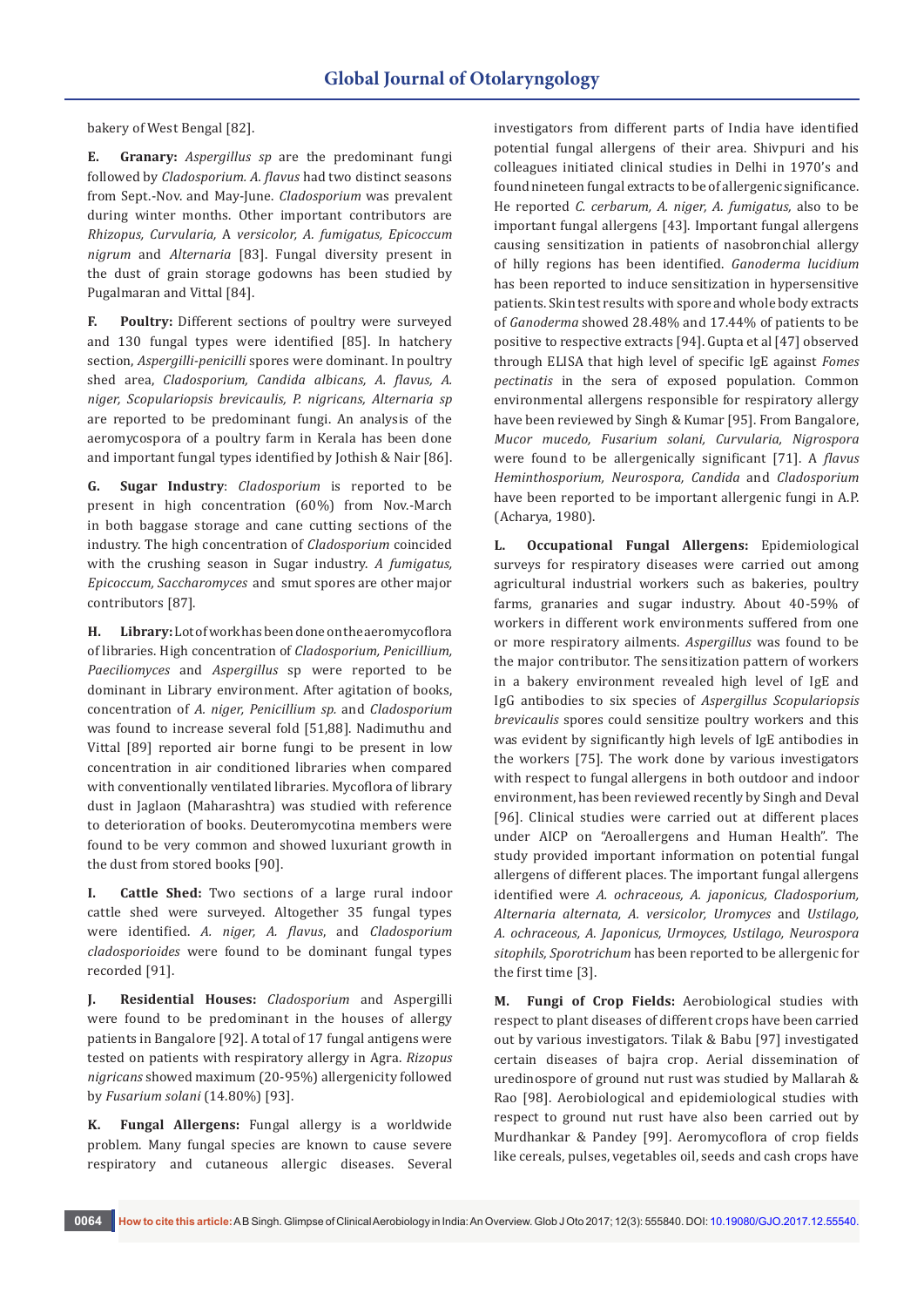bakery of West Bengal [82].

**E. Granary:** *Aspergillus sp* are the predominant fungi followed by *Cladosporium. A. flavus* had two distinct seasons from Sept.-Nov. and May-June. *Cladosporium* was prevalent during winter months. Other important contributors are *Rhizopus, Curvularia,* A *versicolor, A. fumigatus, Epicoccum nigrum* and *Alternaria* [83]. Fungal diversity present in the dust of grain storage godowns has been studied by Pugalmaran and Vittal [84].

**F. Poultry:** Different sections of poultry were surveyed and 130 fungal types were identified [85]. In hatchery section, *Aspergilli-penicilli* spores were dominant. In poultry shed area, *Cladosporium, Candida albicans, A. flavus, A. niger, Scopulariopsis brevicaulis, P. nigricans, Alternaria sp* are reported to be predominant fungi. An analysis of the aeromycospora of a poultry farm in Kerala has been done and important fungal types identified by Jothish & Nair [86].

**G. Sugar Industry**: *Cladosporium* is reported to be present in high concentration (60%) from Nov.-March in both baggase storage and cane cutting sections of the industry. The high concentration of *Cladosporium* coincided with the crushing season in Sugar industry. *A fumigatus, Epicoccum, Saccharomyces* and smut spores are other major contributors [87].

**H. Library:** Lot of work has been done on the aeromycoflora of libraries. High concentration of *Cladosporium, Penicillium, Paeciliomyces* and *Aspergillus* sp were reported to be dominant in Library environment. After agitation of books, concentration of *A. niger, Penicillium sp.* and *Cladosporium* was found to increase several fold [51,88]. Nadimuthu and Vittal [89] reported air borne fungi to be present in low concentration in air conditioned libraries when compared with conventionally ventilated libraries. Mycoflora of library dust in Jaglaon (Maharashtra) was studied with reference to deterioration of books. Deuteromycotina members were found to be very common and showed luxuriant growth in the dust from stored books [90].

**I. Cattle Shed:** Two sections of a large rural indoor cattle shed were surveyed. Altogether 35 fungal types were identified. *A. niger, A. flavus*, and *Cladosporium cladosporioides* were found to be dominant fungal types recorded [91].

**J. Residential Houses:** *Cladosporium* and Aspergilli were found to be predominant in the houses of allergy patients in Bangalore [92]. A total of 17 fungal antigens were tested on patients with respiratory allergy in Agra. *Rizopus nigricans* showed maximum (20-95%) allergenicity followed by *Fusarium solani* (14.80%) [93].

**K. Fungal Allergens:** Fungal allergy is a worldwide problem. Many fungal species are known to cause severe respiratory and cutaneous allergic diseases. Several investigators from different parts of India have identified potential fungal allergens of their area. Shivpuri and his colleagues initiated clinical studies in Delhi in 1970's and found nineteen fungal extracts to be of allergenic significance. He reported *C. cerbarum, A. niger, A. fumigatus,* also to be important fungal allergens [43]. Important fungal allergens causing sensitization in patients of nasobronchial allergy of hilly regions has been identified. *Ganoderma lucidium* has been reported to induce sensitization in hypersensitive patients. Skin test results with spore and whole body extracts of *Ganoderma* showed 28.48% and 17.44% of patients to be positive to respective extracts [94]. Gupta et al [47] observed through ELISA that high level of specific IgE against *Fomes pectinatis* in the sera of exposed population. Common environmental allergens responsible for respiratory allergy have been reviewed by Singh & Kumar [95]. From Bangalore, *Mucor mucedo, Fusarium solani, Curvularia, Nigrospora* were found to be allergenically significant [71]. A *flavus Heminthosporium, Neurospora, Candida* and *Cladosporium* have been reported to be important allergenic fungi in A.P. (Acharya, 1980).

**L. Occupational Fungal Allergens:** Epidemiological surveys for respiratory diseases were carried out among agricultural industrial workers such as bakeries, poultry farms, granaries and sugar industry. About 40-59% of workers in different work environments suffered from one or more respiratory ailments. *Aspergillus* was found to be the major contributor. The sensitization pattern of workers in a bakery environment revealed high level of IgE and IgG antibodies to six species of *Aspergillus Scopulariopsis brevicaulis* spores could sensitize poultry workers and this was evident by significantly high levels of IgE antibodies in the workers [75]. The work done by various investigators with respect to fungal allergens in both outdoor and indoor environment, has been reviewed recently by Singh and Deval [96]. Clinical studies were carried out at different places under AICP on "Aeroallergens and Human Health". The study provided important information on potential fungal allergens of different places. The important fungal allergens identified were *A. ochraceous, A. japonicus, Cladosporium, Alternaria alternata, A. versicolor, Uromyces* and *Ustilago, A. ochraceous, A. Japonicus, Urmoyces, Ustilago, Neurospora sitophils, Sporotrichum* has been reported to be allergenic for the first time [3].

**M. Fungi of Crop Fields:** Aerobiological studies with respect to plant diseases of different crops have been carried out by various investigators. Tilak & Babu [97] investigated certain diseases of bajra crop. Aerial dissemination of uredinospore of ground nut rust was studied by Mallarah & Rao [98]. Aerobiological and epidemiological studies with respect to ground nut rust have also been carried out by Murdhankar & Pandey [99]. Aeromycoflora of crop fields like cereals, pulses, vegetables oil, seeds and cash crops have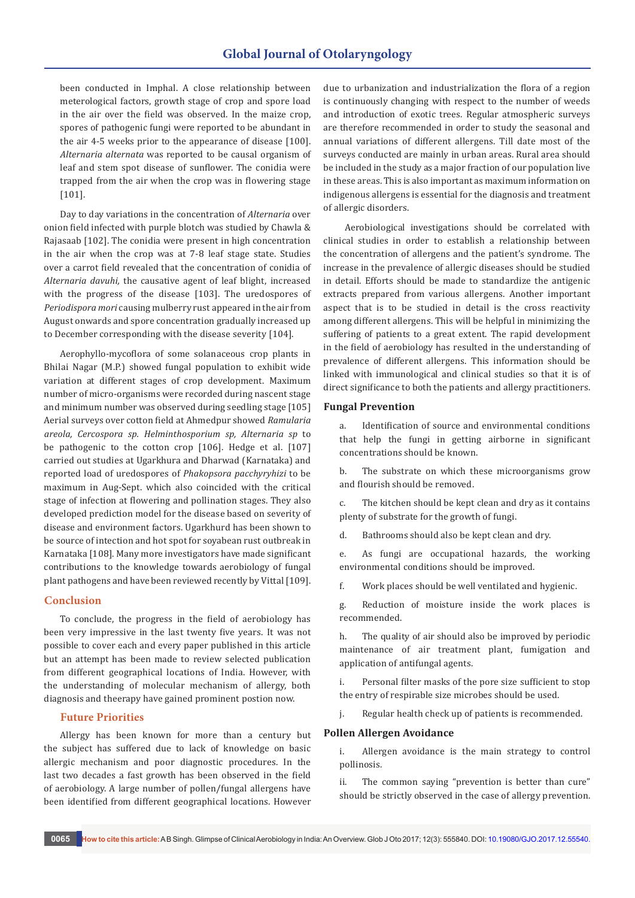been conducted in Imphal. A close relationship between meterological factors, growth stage of crop and spore load in the air over the field was observed. In the maize crop, spores of pathogenic fungi were reported to be abundant in the air 4-5 weeks prior to the appearance of disease [100]. *Alternaria alternata* was reported to be causal organism of leaf and stem spot disease of sunflower. The conidia were trapped from the air when the crop was in flowering stage [101].

Day to day variations in the concentration of *Alternaria* over onion field infected with purple blotch was studied by Chawla & Rajasaab [102]. The conidia were present in high concentration in the air when the crop was at 7-8 leaf stage state. Studies over a carrot field revealed that the concentration of conidia of *Alternaria davuhi,* the causative agent of leaf blight, increased with the progress of the disease [103]. The uredospores of *Periodispora mori* causing mulberry rust appeared in the air from August onwards and spore concentration gradually increased up to December corresponding with the disease severity [104].

Aerophyllo-mycoflora of some solanaceous crop plants in Bhilai Nagar (M.P.) showed fungal population to exhibit wide variation at different stages of crop development. Maximum number of micro-organisms were recorded during nascent stage and minimum number was observed during seedling stage [105] Aerial surveys over cotton field at Ahmedpur showed *Ramularia areola, Cercospora sp. Helminthosporium sp, Alternaria sp* to be pathogenic to the cotton crop [106]. Hedge et al. [107] carried out studies at Ugarkhura and Dharwad (Karnataka) and reported load of uredospores of *Phakopsora pacchyrhizi* to be maximum in Aug-Sept. which also coincided with the critical stage of infection at flowering and pollination stages. They also developed prediction model for the disease based on severity of disease and environment factors. Ugarkhurd has been shown to be source of intection and hot spot for soyabean rust outbreak in Karnataka [108]. Many more investigators have made significant contributions to the knowledge towards aerobiology of fungal plant pathogens and have been reviewed recently by Vittal [109].

## Conclusion

To conclude, the progress in the field of aerobiology has been very impressive in the last twenty five years. It was not possible to cover each and every paper published in this article but an attempt has been made to review selected publication from different geographical locations of India. However, with the understanding of molecular mechanism of allergy, both diagnosis and theerapy have gained prominent postion now.

### Future Priorities

Allergy has been known for more than a century but the subject has suffered due to lack of knowledge on basic allergic mechanism and poor diagnostic procedures. In the last two decades a fast growth has been observed in the field of aerobiology. A large number of pollen/fungal allergens have been identified from different geographical locations. However due to urbanization and industrialization the flora of a region is continuously changing with respect to the number of weeds and introduction of exotic trees. Regular atmospheric surveys are therefore recommended in order to study the seasonal and annual variations of different allergens. Till date most of the surveys conducted are mainly in urban areas. Rural area should be included in the study as a major fraction of our population live in these areas. This is also important as maximum information on indigenous allergens is essential for the diagnosis and treatment of allergic disorders.

Aerobiological investigations should be correlated with clinical studies in order to establish a relationship between the concentration of allergens and the patient's syndrome. The increase in the prevalence of allergic diseases should be studied in detail. Efforts should be made to standardize the antigenic extracts prepared from various allergens. Another important aspect that is to be studied in detail is the cross reactivity among different allergens. This will be helpful in minimizing the suffering of patients to a great extent. The rapid development in the field of aerobiology has resulted in the understanding of prevalence of different allergens. This information should be linked with immunological and clinical studies so that it is of direct significance to both the patients and allergy practitioners.

### Fungal Prevention

a. Identification of source and environmental conditions that help the fungi in getting airborne in significant concentrations should be known.

b. The substrate on which these microorganisms grow and flourish should be removed.

c. The kitchen should be kept clean and dry as it contains plenty of substrate for the growth of fungi.

d. Bathrooms should also be kept clean and dry.

e. As fungi are occupational hazards, the working environmental conditions should be improved.

f. Work places should be well ventilated and hygienic.

g. Reduction of moisture inside the work places is recommended.

h. The quality of air should also be improved by periodic maintenance of air treatment plant, fumigation and application of antifungal agents.

i. Personal filter masks of the pore size sufficient to stop the entry of respirable size microbes should be used.

j. Regular health check up of patients is recommended.

### Pollen Allergen Avoidance

i. Allergen avoidance is the main strategy to control pollinosis.

ii. The common saying "prevention is better than cure" should be strictly observed in the case of allergy prevention.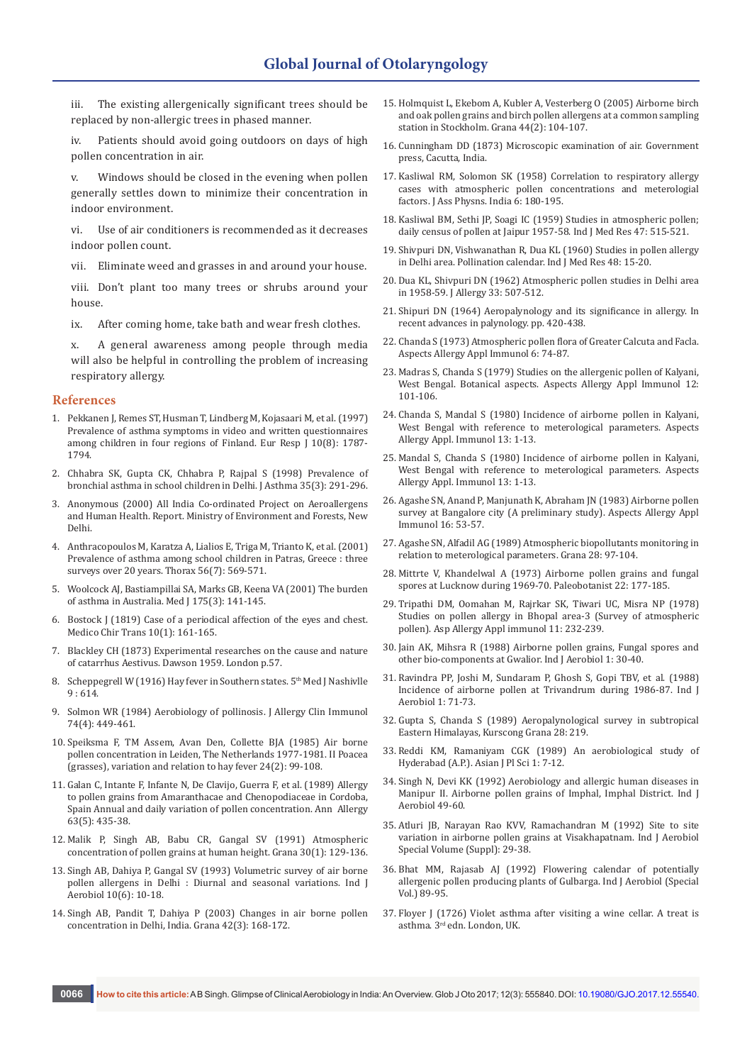iii. The existing allergenically significant trees should be replaced by non-allergic trees in phased manner.

iv. Patients should avoid going outdoors on days of high pollen concentration in air.

v. Windows should be closed in the evening when pollen generally settles down to minimize their concentration in indoor environment.

vi. Use of air conditioners is recommended as it decreases indoor pollen count.

vii. Eliminate weed and grasses in and around your house.

viii. Don't plant too many trees or shrubs around your house.

ix. After coming home, take bath and wear fresh clothes.

x. A general awareness among people through media will also be helpful in controlling the problem of increasing respiratory allergy.

## References

1. Pekkanen J, Remes ST, Husman T, Lindberg M, Kojasaari M, et al. (1997) Prevalence of asthma symptoms in video and written questionnaires among children in four regions of Finland. Eur Resp J 10(8): 1787-1794.
2. Chhabra SK, Gupta CK, Chhabra P, Rajpal S (1998) Prevalence of bronchial asthma in school children in Delhi. J Asthma 35(3): 291-296.
3. Anonymous (2000) All India Co-ordinated Project on Aeroallergens and Human Health. Report. Ministry of Environment and Forests, New Delhi.
4. Anthracopoulos M, Karatza A, Lialios E, Triga M, Trianto K, et al. (2001) Prevalence of asthma among school children in Patras, Greece : three surveys over 20 years. Thorax 56(7): 569-571.
5. Woolcock AJ, Bastiampillai SA, Marks GB, Keena VA (2001) The burden of asthma in Australia. Med J 175(3): 141-145.
6. Bostock J (1819) Case of a periodical affection of the eyes and chest. Medico Chir Trans 10(1): 161-165.
7. Blackley CH (1873) Experimental researches on the cause and nature of catarrhus Aestivus. Dawson 1959. London p.57.
8. Scheppegrell W (1916) Hay fever in Southern states. 5th Med J Nashivlle 9 : 614.
9. Solmon WR (1984) Aerobiology of pollinosis. J Allergy Clin Immunol 74(4): 449-461.
10. Speiksma F, TM Assem, Avan Den, Collette BJA (1985) Air borne pollen concentration in Leiden, The Netherlands 1977-1981. II Poacea (grasses), variation and relation to hay fever 24(2): 99-108.
11. Galan C, Intante F, Infante N, De Clavijo, Guerra F, et al. (1989) Allergy to pollen grains from Amaranthacae and Chenopodiaceae in Cordoba, Spain Annual and daily variation of pollen concentration. Ann Allergy 63(5): 435-38.
12. Malik P, Singh AB, Babu CR, Gangal SV (1991) Atmospheric concentration of pollen grains at human height. Grana 30(1): 129-136.
13. Singh AB, Dahiya P, Gangal SV (1993) Volumetric survey of air borne pollen allergens in Delhi : Diurnal and seasonal variations. Ind J Aerobiol 10(6): 10-18.
14. Singh AB, Pandit T, Dahiya P (2003) Changes in air borne pollen concentration in Delhi, India. Grana 42(3): 168-172.
15. Holmquist L, Ekebom A, Kubler A, Vesterberg O (2005) Airborne birch and oak pollen grains and birch pollen allergens at a common sampling station in Stockholm. Grana 44(2): 104-107.
16. Cunningham DD (1873) Microscopic examination of air. Government press, Cacutta, India.
17. Kasliwal RM, Solomon SK (1958) Correlation to respiratory allergy cases with atmospheric pollen concentrations and meterologial factors. J Ass Physns. India 6: 180-195.
18. Kasliwal BM, Sethi JP, Soagi IC (1959) Studies in atmospheric pollen; daily census of pollen at Jaipur 1957-58. Ind J Med Res 47: 515-521.
19. Shivpuri DN, Vishwanathan R, Dua KL (1960) Studies in pollen allergy in Delhi area. Pollination calendar. Ind J Med Res 48: 15-20.
20. Dua KL, Shivpuri DN (1962) Atmospheric pollen studies in Delhi area in 1958-59. J Allergy 33: 507-512.
21. Shipuri DN (1964) Aeropalynology and its significance in allergy. In recent advances in palynology. pp. 420-438.
22. Chanda S (1973) Atmospheric pollen flora of Greater Calcuta and Facla. Aspects Allergy Appl Immunol 6: 74-87.
23. Madras S, Chanda S (1979) Studies on the allergenic pollen of Kalyani, West Bengal. Botanical aspects. Aspects Allergy Appl Immunol 12: 101-106.
24. Chanda S, Mandal S (1980) Incidence of airborne pollen in Kalyani, West Bengal with reference to meterological parameters. Aspects Allergy Appl. Immunol 13: 1-13.
25. Mandal S, Chanda S (1980) Incidence of airborne pollen in Kalyani, West Bengal with reference to meterological parameters. Aspects Allergy Appl. Immunol 13: 1-13.
26. Agashe SN, Anand P, Manjunath K, Abraham JN (1983) Airborne pollen survey at Bangalore city (A preliminary study). Aspects Allergy Appl Immunol 16: 53-57.
27. Agashe SN, Alfadil AG (1989) Atmospheric biopollutants monitoring in relation to meterological parameters. Grana 28: 97-104.
28. Mittrte V, Khandelwal A (1973) Airborne pollen grains and fungal spores at Lucknow during 1969-70. Paleobotanist 22: 177-185.
29. Tripathi DM, Oomahan M, Rajrkar SK, Tiwari UC, Misra NP (1978) Studies on pollen allergy in Bhopal area-3 (Survey of atmospheric pollen). Asp Allergy Appl immunol 11: 232-239.
30. Jain AK, Mihsra R (1988) Airborne pollen grains, Fungal spores and other bio-components at Gwalior. Ind J Aerobiol 1: 30-40.
31. Ravindra PP, Joshi M, Sundaram P, Ghosh S, Gopi TBV, et al. (1988) Incidence of airborne pollen at Trivandrum during 1986-87. Ind J Aerobiol 1: 71-73.
32. Gupta S, Chanda S (1989) Aeropalynological survey in subtropical Eastern Himalayas, Kurscong Grana 28: 219.
33. Reddi KM, Ramaniyam CGK (1989) An aerobiological study of Hyderabad (A.P.). Asian J Pl Sci 1: 7-12.
34. Singh N, Devi KK (1992) Aerobiology and allergic human diseases in Manipur II. Airborne pollen grains of Imphal, Imphal District. Ind J Aerobiol 49-60.
35. Atluri JB, Narayan Rao KVV, Ramachandran M (1992) Site to site variation in airborne pollen grains at Visakhapatnam. Ind J Aerobiol Special Volume (Suppl): 29-38.
36. Bhat MM, Rajasab AJ (1992) Flowering calendar of potentially allergenic pollen producing plants of Gulbarga. Ind J Aerobiol (Special Vol.) 89-95.
37. Floyer J (1726) Violet asthma after visiting a wine cellar. A treat is asthma. 3rd edn. London, UK.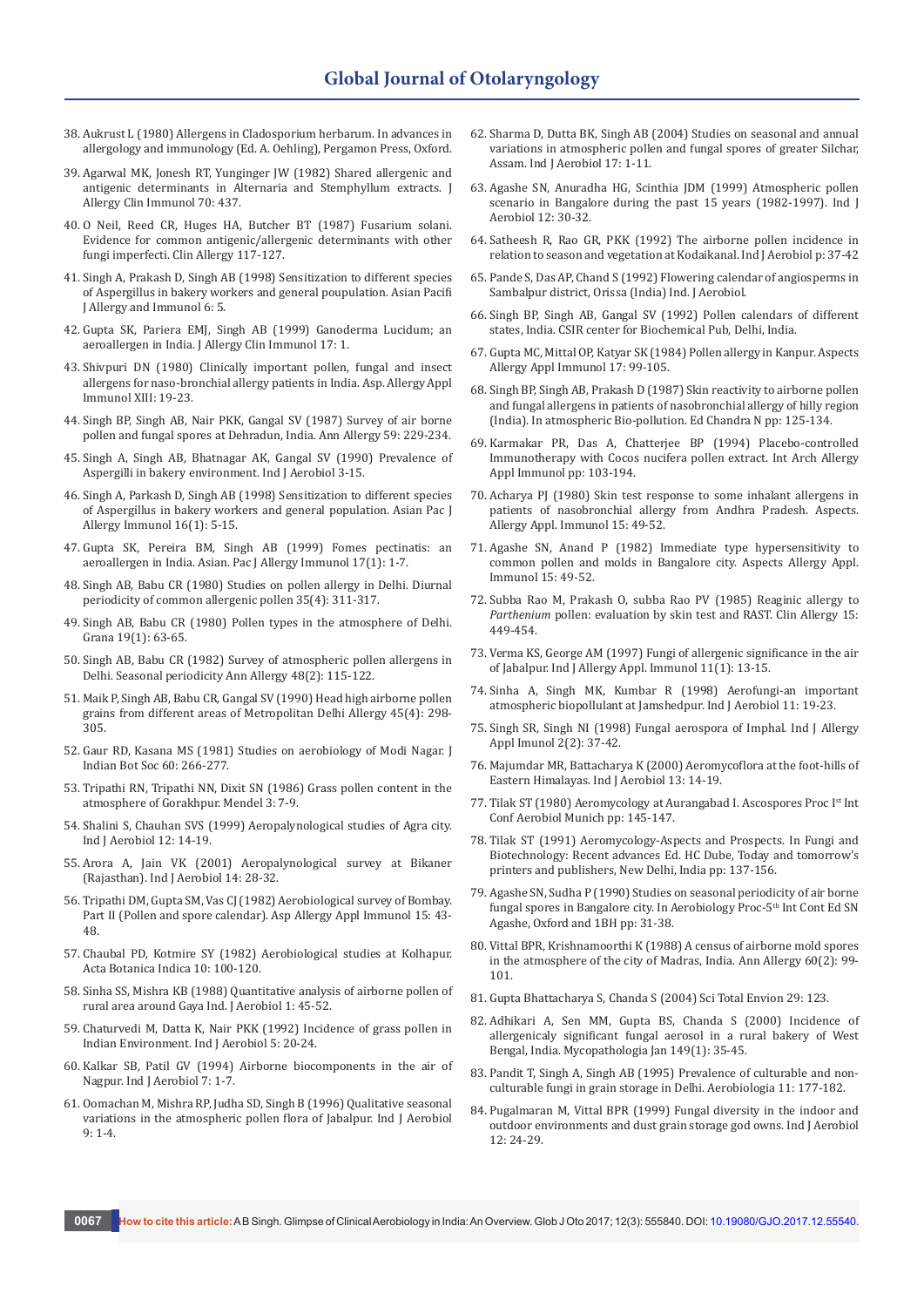38. Aukrust L (1980) Allergens in Cladosporium herbarum. In advances in allergology and immunology (Ed. A. Oehling), Pergamon Press, Oxford.

39. Agarwal MK, Jonesh RT, Yunginger JW (1982) Shared allergenic and antigenic determinants in Alternaria and Stemphyllum extracts. J Allergy Clin Immunol 70: 437.

40. O Neil, Reed CR, Huges HA, Butcher BT (1987) Fusarium solani. Evidence for common antigenic/allergenic determinants with other fungi imperfecti. Clin Allergy 117-127.

41. Singh A, Prakash D, Singh AB (1998) Sensitization to different species of Aspergillus in bakery workers and general poupulation. Asian Pacifi J Allergy and Immunol 6: 5.

42. Gupta SK, Pariera EMJ, Singh AB (1999) Ganoderma Lucidum; an aeroallergen in India. J Allergy Clin Immunol 17: 1.

43. Shivpuri DN (1980) Clinically important pollen, fungal and insect allergens for naso-bronchial allergy patients in India. Asp. Allergy Appl Immunol XIII: 19-23.

44. Singh BP, Singh AB, Nair PKK, Gangal SV (1987) Survey of air borne pollen and fungal spores at Dehradun, India. Ann Allergy 59: 229-234.

45. Singh A, Singh AB, Bhatnagar AK, Gangal SV (1990) Prevalence of Aspergilli in bakery environment. Ind J Aerobiol 3-15.

46. Singh A, Parkash D, Singh AB (1998) Sensitization to different species of Aspergillus in bakery workers and general population. Asian Pac J Allergy Immunol 16(1): 5-15.

47. Gupta SK, Pereira BM, Singh AB (1999) Fomes pectinatis: an aeroallergen in India. Asian. Pac J Allergy Immunol 17(1): 1-7.

48. Singh AB, Babu CR (1980) Studies on pollen allergy in Delhi. Diurnal periodicity of common allergenic pollen 35(4): 311-317.

49. Singh AB, Babu CR (1980) Pollen types in the atmosphere of Delhi. Grana 19(1): 63-65.

50. Singh AB, Babu CR (1982) Survey of atmospheric pollen allergens in Delhi. Seasonal periodicity Ann Allergy 48(2): 115-122.

51. Maik P, Singh AB, Babu CR, Gangal SV (1990) Head high airborne pollen grains from different areas of Metropolitan Delhi Allergy 45(4): 298-305.

52. Gaur RD, Kasana MS (1981) Studies on aerobiology of Modi Nagar. J Indian Bot Soc 60: 266-277.

53. Tripathi RN, Tripathi NN, Dixit SN (1986) Grass pollen content in the atmosphere of Gorakhpur. Mendel 3: 7-9.

54. Shalini S, Chauhan SVS (1999) Aeropalynological studies of Agra city. Ind J Aerobiol 12: 14-19.

55. Arora A, Jain VK (2001) Aeropalynological survey at Bikaner (Rajasthan). Ind J Aerobiol 14: 28-32.

56. Tripathi DM, Gupta SM, Vas CJ (1982) Aerobiological survey of Bombay. Part II (Pollen and spore calendar). Asp Allergy Appl Immunol 15: 43-48.

57. Chaubal PD, Kotmire SY (1982) Aerobiological studies at Kolhapur. Acta Botanica Indica 10: 100-120.

58. Sinha SS, Mishra KB (1988) Quantitative analysis of airborne pollen of rural area around Gaya Ind. J Aerobiol 1: 45-52.

59. Chaturvedi M, Datta K, Nair PKK (1992) Incidence of grass pollen in Indian Environment. Ind J Aerobiol 5: 20-24.

60. Kalkar SB, Patil GV (1994) Airborne biocomponents in the air of Nagpur. Ind J Aerobiol 7: 1-7.

61. Oomachan M, Mishra RP, Judha SD, Singh B (1996) Qualitative seasonal variations in the atmospheric pollen flora of Jabalpur. Ind J Aerobiol 9: 1-4.

62. Sharma D, Dutta BK, Singh AB (2004) Studies on seasonal and annual variations in atmospheric pollen and fungal spores of greater Silchar, Assam. Ind J Aerobiol 17: 1-11.

63. Agashe SN, Anuradha HG, Scinthia JDM (1999) Atmospheric pollen scenario in Bangalore during the past 15 years (1982-1997). Ind J Aerobiol 12: 30-32.

64. Satheesh R, Rao GR, PKK (1992) The airborne pollen incidence in relation to season and vegetation at Kodaikanal. Ind J Aerobiol p: 37-42

65. Pande S, Das AP, Chand S (1992) Flowering calendar of angiosperms in Sambalpur district, Orissa (India) Ind. J Aerobiol.

66. Singh BP, Singh AB, Gangal SV (1992) Pollen calendars of different states, India. CSIR center for Biochemical Pub, Delhi, India.

67. Gupta MC, Mittal OP, Katyar SK (1984) Pollen allergy in Kanpur. Aspects Allergy Appl Immunol 17: 99-105.

68. Singh BP, Singh AB, Prakash D (1987) Skin reactivity to airborne pollen and fungal allergens in patients of nasobronchial allergy of hilly region (India). In atmospheric Bio-pollution. Ed Chandra N pp: 125-134.

69. Karmakar PR, Das A, Chatterjee BP (1994) Placebo-controlled Immunotherapy with Cocos nucifera pollen extract. Int Arch Allergy Appl Immunol pp: 103-194.

70. Acharya PJ (1980) Skin test response to some inhalant allergens in patients of nasobronchial allergy from Andhra Pradesh. Aspects. Allergy Appl. Immunol 15: 49-52.

71. Agashe SN, Anand P (1982) Immediate type hypersensitivity to common pollen and molds in Bangalore city. Aspects Allergy Appl. Immunol 15: 49-52.

72. Subba Rao M, Prakash O, subba Rao PV (1985) Reaginic allergy to *Parthenium* pollen: evaluation by skin test and RAST. Clin Allergy 15: 449-454.

73. Verma KS, George AM (1997) Fungi of allergenic significance in the air of Jabalpur. Ind J Allergy Appl. Immunol 11(1): 13-15.

74. Sinha A, Singh MK, Kumbar R (1998) Aerofungi-an important atmospheric biopollutant at Jamshedpur. Ind J Aerobiol 11: 19-23.

75. Singh SR, Singh NI (1998) Fungal aerospora of Imphal. Ind J Allergy Appl Imunol 2(2): 37-42.

76. Majumdar MR, Battacharya K (2000) Aeromycoflora at the foot-hills of Eastern Himalayas. Ind J Aerobiol 13: 14-19.

77. Tilak ST (1980) Aeromycology at Aurangabad I. Ascospores Proc I[st] Int Conf Aerobiol Munich pp: 145-147.

78. Tilak ST (1991) Aeromycology-Aspects and Prospects. In Fungi and Biotechnology: Recent advances Ed. HC Dube, Today and tomorrow's printers and publishers, New Delhi, India pp: 137-156.

79. Agashe SN, Sudha P (1990) Studies on seasonal periodicity of air borne fungal spores in Bangalore city. In Aerobiology Proc-5[th] Int Cont Ed SN Agashe, Oxford and 1BH pp: 31-38.

80. Vittal BPR, Krishnamoorthi K (1988) A census of airborne mold spores in the atmosphere of the city of Madras, India. Ann Allergy 60(2): 99-101.

81. Gupta Bhattacharya S, Chanda S (2004) Sci Total Envion 29: 123.

82. Adhikari A, Sen MM, Gupta BS, Chanda S (2000) Incidence of allergenicaly significant fungal aerosol in a rural bakery of West Bengal, India. Mycopathologia Jan 149(1): 35-45.

83. Pandit T, Singh A, Singh AB (1995) Prevalence of culturable and non-culturable fungi in grain storage in Delhi. Aerobiologia 11: 177-182.

84. Pugalmaran M, Vittal BPR (1999) Fungal diversity in the indoor and outdoor environments and dust grain storage god owns. Ind J Aerobiol 12: 24-29.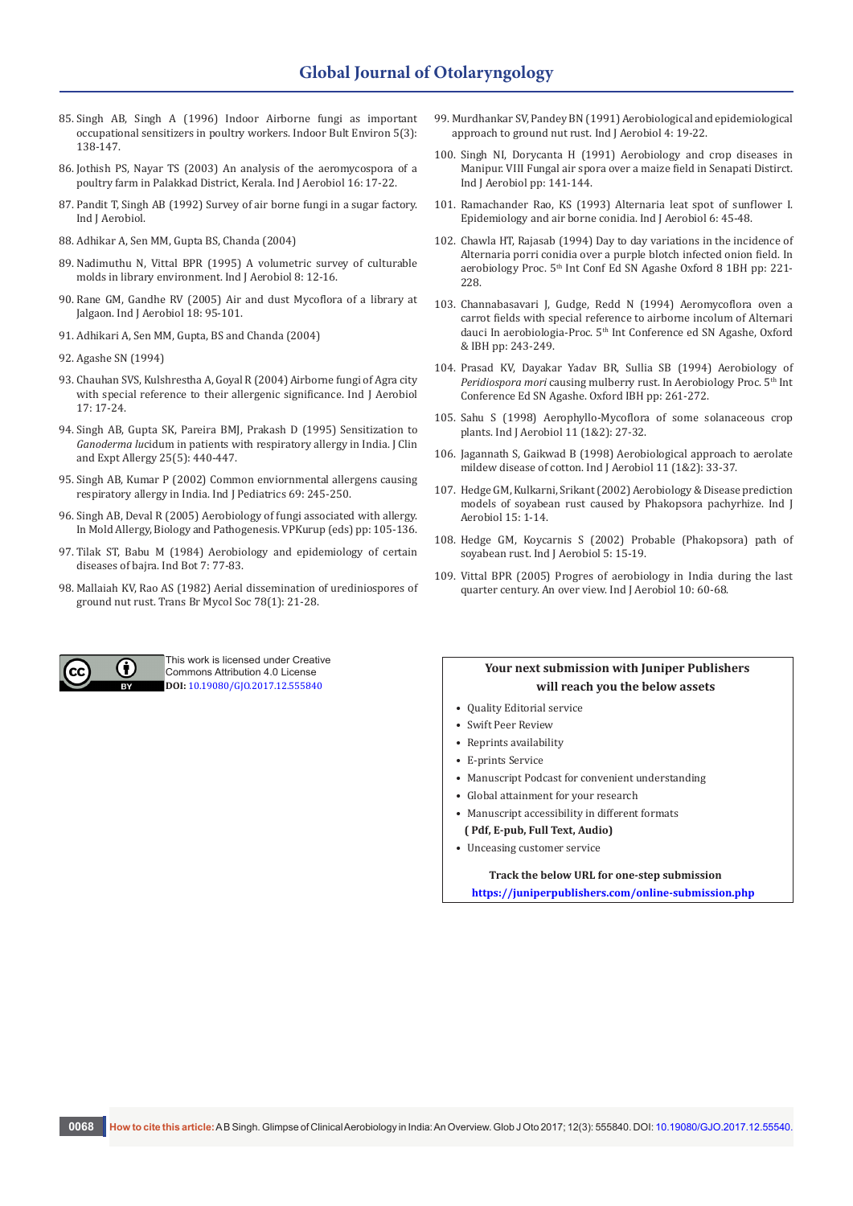85. Singh AB, Singh A (1996) Indoor Airborne fungi as important occupational sensitizers in poultry workers. Indoor Bult Environ 5(3): 138-147.

86. Jothish PS, Nayar TS (2003) An analysis of the aeromycospora of a poultry farm in Palakkad District, Kerala. Ind J Aerobiol 16: 17-22.

87. Pandit T, Singh AB (1992) Survey of air borne fungi in a sugar factory. Ind J Aerobiol.

88. Adhikar A, Sen MM, Gupta BS, Chanda (2004)

89. Nadimuthu N, Vittal BPR (1995) A volumetric survey of culturable molds in library environment. Ind J Aerobiol 8: 12-16.

90. Rane GM, Gandhe RV (2005) Air and dust Mycoflora of a library at Jalgaon. Ind J Aerobiol 18: 95-101.

91. Adhikari A, Sen MM, Gupta, BS and Chanda (2004)

92. Agashe SN (1994)

93. Chauhan SVS, Kulshrestha A, Goyal R (2004) Airborne fungi of Agra city with special reference to their allergenic significance. Ind J Aerobiol 17: 17-24.

94. Singh AB, Gupta SK, Pareira BMJ, Prakash D (1995) Sensitization to *Ganoderma lu*cidum in patients with respiratory allergy in India. J Clin and Expt Allergy 25(5): 440-447.

95. Singh AB, Kumar P (2002) Common enviornmental allergens causing respiratory allergy in India. Ind J Pediatrics 69: 245-250.

96. Singh AB, Deval R (2005) Aerobiology of fungi associated with allergy. In Mold Allergy, Biology and Pathogenesis. VPKurup (eds) pp: 105-136.

97. Tilak ST, Babu M (1984) Aerobiology and epidemiology of certain diseases of bajra. Ind Bot 7: 77-83.

98. Mallaiah KV, Rao AS (1982) Aerial dissemination of urediniospores of ground nut rust. Trans Br Mycol Soc 78(1): 21-28.

99. Murdhankar SV, Pandey BN (1991) Aerobiological and epidemiological approach to ground nut rust. Ind J Aerobiol 4: 19-22.

100. Singh NI, Dorycanta H (1991) Aerobiology and crop diseases in Manipur. VIII Fungal air spora over a maize field in Senapati Distirct. Ind J Aerobiol pp: 141-144.

101. Ramachander Rao, KS (1993) Alternaria leat spot of sunflower I. Epidemiology and air borne conidia. Ind J Aerobiol 6: 45-48.

102. Chawla HT, Rajasab (1994) Day to day variations in the incidence of Alternaria porri conidia over a purple blotch infected onion field. In aerobiology Proc. 5th Int Conf Ed SN Agashe Oxford 8 1BH pp: 221-228.

103. Channabasavari J, Gudge, Redd N (1994) Aeromycoflora oven a carrot fields with special reference to airborne incolum of Alternari dauci In aerobiologia-Proc. 5th Int Conference ed SN Agashe, Oxford & IBH pp: 243-249.

104. Prasad KV, Dayakar Yadav BR, Sullia SB (1994) Aerobiology of *Peridiospora mori* causing mulberry rust. In Aerobiology Proc. 5th Int Conference Ed SN Agashe. Oxford IBH pp: 261-272.

105. Sahu S (1998) Aerophyllo-Mycoflora of some solanaceous crop plants. Ind J Aerobiol 11 (1&2): 27-32.

106. Jagannath S, Gaikwad B (1998) Aerobiological approach to aerolate mildew disease of cotton. Ind J Aerobiol 11 (1&2): 33-37.

107. Hedge GM, Kulkarni, Srikant (2002) Aerobiology & Disease prediction models of soyabean rust caused by Phakopsora pachyrhize. Ind J Aerobiol 15: 1-14.

108. Hedge GM, Koycarnis S (2002) Probable (Phakopsora) path of soyabean rust. Ind J Aerobiol 5: 15-19.

109. Vittal BPR (2005) Progres of aerobiology in India during the last quarter century. An over view. Ind J Aerobiol 10: 60-68.

This work is licensed under Creative Commons Attribution 4.0 License
**DOI:** 10.19080/GJO.2017.12.555840

**Your next submission with Juniper Publishers will reach you the below assets**

- Quality Editorial service
- Swift Peer Review
- Reprints availability
- E-prints Service
- Manuscript Podcast for convenient understanding
- Global attainment for your research
- Manuscript accessibility in different formats
  **( Pdf, E-pub, Full Text, Audio)**
- Unceasing customer service

**Track the below URL for one-step submission**
**https://juniperpublishers.com/online-submission.php**